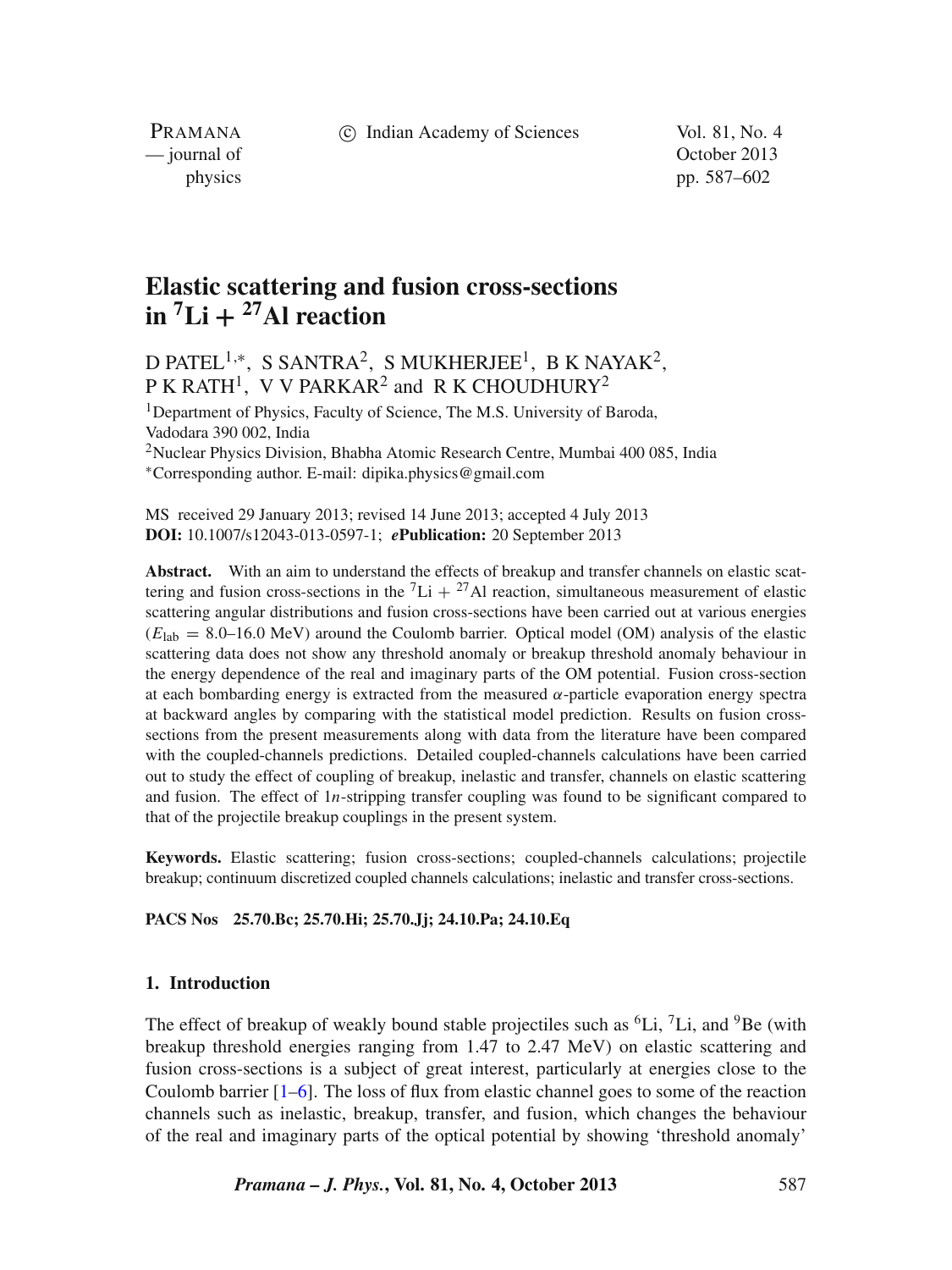# Elastic scattering and fusion cross-sections in $^{7}$Li + $^{27}$Al reaction

D PATEL[1,*], S SANTRA[2], S MUKHERJEE[1], B K NAYAK[2], P K RATH[1], V V PARKAR[2] and R K CHOUDHURY[2]

[1]Department of Physics, Faculty of Science, The M.S. University of Baroda, Vadodara 390 002, India

[2]Nuclear Physics Division, Bhabha Atomic Research Centre, Mumbai 400 085, India

[*]Corresponding author. E-mail: dipika.physics@gmail.com

MS received 29 January 2013; revised 14 June 2013; accepted 4 July 2013

**DOI:** 10.1007/s12043-013-0597-1; ***e*Publication:** 20 September 2013

**Abstract.** With an aim to understand the effects of breakup and transfer channels on elastic scattering and fusion cross-sections in the $^{7}$Li + $^{27}$Al reaction, simultaneous measurement of elastic scattering angular distributions and fusion cross-sections have been carried out at various energies ($E_{\text{lab}}$ = 8.0–16.0 MeV) around the Coulomb barrier. Optical model (OM) analysis of the elastic scattering data does not show any threshold anomaly or breakup threshold anomaly behaviour in the energy dependence of the real and imaginary parts of the OM potential. Fusion cross-section at each bombarding energy is extracted from the measured $\alpha$-particle evaporation energy spectra at backward angles by comparing with the statistical model prediction. Results on fusion cross-sections from the present measurements along with data from the literature have been compared with the coupled-channels predictions. Detailed coupled-channels calculations have been carried out to study the effect of coupling of breakup, inelastic and transfer, channels on elastic scattering and fusion. The effect of 1$n$-stripping transfer coupling was found to be significant compared to that of the projectile breakup couplings in the present system.

**Keywords.** Elastic scattering; fusion cross-sections; coupled-channels calculations; projectile breakup; continuum discretized coupled channels calculations; inelastic and transfer cross-sections.

**PACS Nos** **25.70.Bc; 25.70.Hi; 25.70.Jj; 24.10.Pa; 24.10.Eq**

## 1. Introduction

The effect of breakup of weakly bound stable projectiles such as $^{6}$Li, $^{7}$Li, and $^{9}$Be (with breakup threshold energies ranging from 1.47 to 2.47 MeV) on elastic scattering and fusion cross-sections is a subject of great interest, particularly at energies close to the Coulomb barrier [1–6]. The loss of flux from elastic channel goes to some of the reaction channels such as inelastic, breakup, transfer, and fusion, which changes the behaviour of the real and imaginary parts of the optical potential by showing 'threshold anomaly'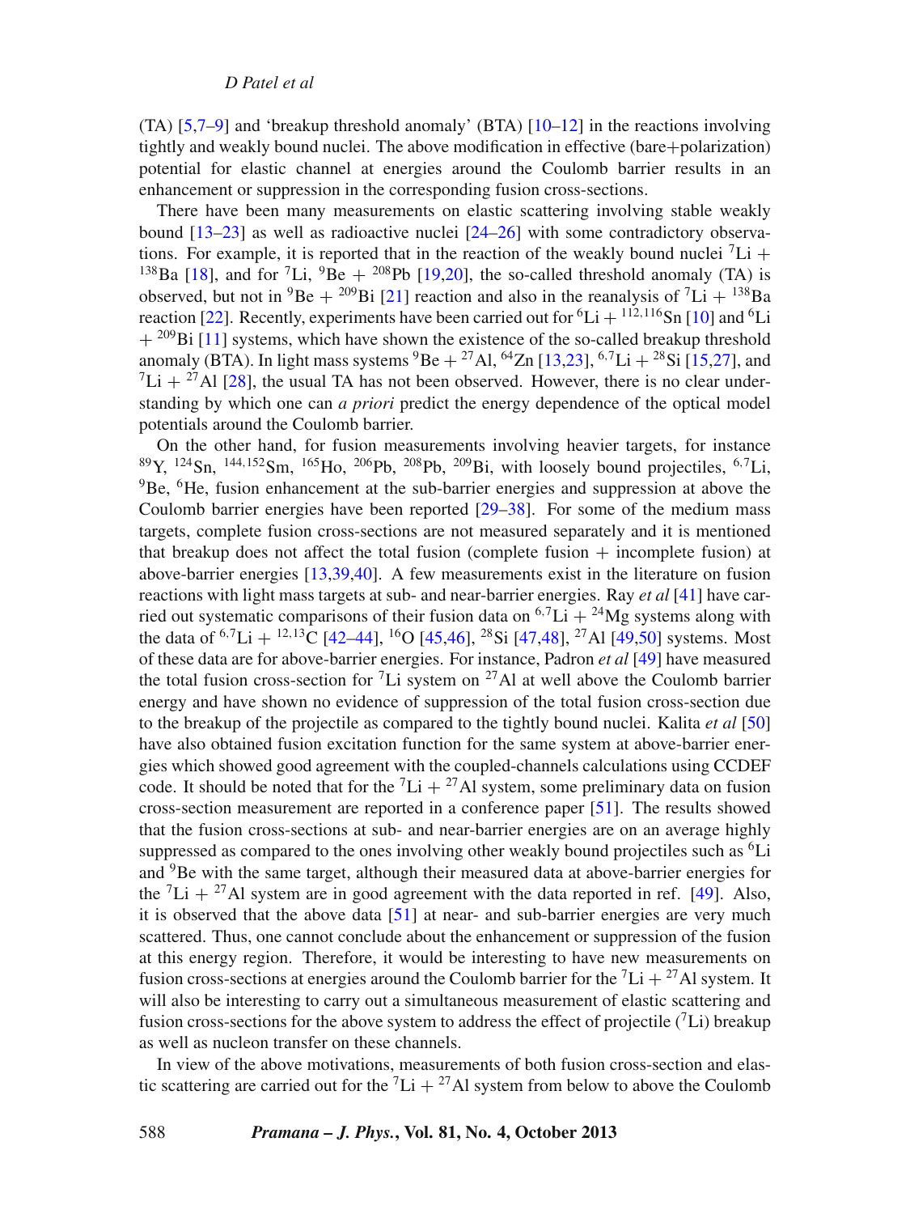(TA) [5,7–9] and 'breakup threshold anomaly' (BTA) [10–12] in the reactions involving tightly and weakly bound nuclei. The above modification in effective (bare+polarization) potential for elastic channel at energies around the Coulomb barrier results in an enhancement or suppression in the corresponding fusion cross-sections.

There have been many measurements on elastic scattering involving stable weakly bound [13–23] as well as radioactive nuclei [24–26] with some contradictory observations. For example, it is reported that in the reaction of the weakly bound nuclei $^{7}$Li + $^{138}$Ba [18], and for $^{7}$Li, $^{9}$Be + $^{208}$Pb [19,20], the so-called threshold anomaly (TA) is observed, but not in $^{9}$Be + $^{209}$Bi [21] reaction and also in the reanalysis of $^{7}$Li + $^{138}$Ba reaction [22]. Recently, experiments have been carried out for $^{6}$Li + $^{112,116}$Sn [10] and $^{6}$Li + $^{209}$Bi [11] systems, which have shown the existence of the so-called breakup threshold anomaly (BTA). In light mass systems $^{9}$Be + $^{27}$Al, $^{64}$Zn [13,23], $^{6,7}$Li + $^{28}$Si [15,27], and $^{7}$Li + $^{27}$Al [28], the usual TA has not been observed. However, there is no clear understanding by which one can *a priori* predict the energy dependence of the optical model potentials around the Coulomb barrier.

On the other hand, for fusion measurements involving heavier targets, for instance $^{89}$Y, $^{124}$Sn, $^{144,152}$Sm, $^{165}$Ho, $^{206}$Pb, $^{208}$Pb, $^{209}$Bi, with loosely bound projectiles, $^{6,7}$Li, $^{9}$Be, $^{6}$He, fusion enhancement at the sub-barrier energies and suppression at above the Coulomb barrier energies have been reported [29–38]. For some of the medium mass targets, complete fusion cross-sections are not measured separately and it is mentioned that breakup does not affect the total fusion (complete fusion + incomplete fusion) at above-barrier energies [13,39,40]. A few measurements exist in the literature on fusion reactions with light mass targets at sub- and near-barrier energies. Ray *et al* [41] have carried out systematic comparisons of their fusion data on $^{6,7}$Li + $^{24}$Mg systems along with the data of $^{6,7}$Li + $^{12,13}$C [42–44], $^{16}$O [45,46], $^{28}$Si [47,48], $^{27}$Al [49,50] systems. Most of these data are for above-barrier energies. For instance, Padron *et al* [49] have measured the total fusion cross-section for $^{7}$Li system on $^{27}$Al at well above the Coulomb barrier energy and have shown no evidence of suppression of the total fusion cross-section due to the breakup of the projectile as compared to the tightly bound nuclei. Kalita *et al* [50] have also obtained fusion excitation function for the same system at above-barrier energies which showed good agreement with the coupled-channels calculations using CCDEF code. It should be noted that for the $^{7}$Li + $^{27}$Al system, some preliminary data on fusion cross-section measurement are reported in a conference paper [51]. The results showed that the fusion cross-sections at sub- and near-barrier energies are on an average highly suppressed as compared to the ones involving other weakly bound projectiles such as $^{6}$Li and $^{9}$Be with the same target, although their measured data at above-barrier energies for the $^{7}$Li + $^{27}$Al system are in good agreement with the data reported in ref. [49]. Also, it is observed that the above data [51] at near- and sub-barrier energies are very much scattered. Thus, one cannot conclude about the enhancement or suppression of the fusion at this energy region. Therefore, it would be interesting to have new measurements on fusion cross-sections at energies around the Coulomb barrier for the $^{7}$Li + $^{27}$Al system. It will also be interesting to carry out a simultaneous measurement of elastic scattering and fusion cross-sections for the above system to address the effect of projectile ($^{7}$Li) breakup as well as nucleon transfer on these channels.

In view of the above motivations, measurements of both fusion cross-section and elastic scattering are carried out for the $^{7}$Li + $^{27}$Al system from below to above the Coulomb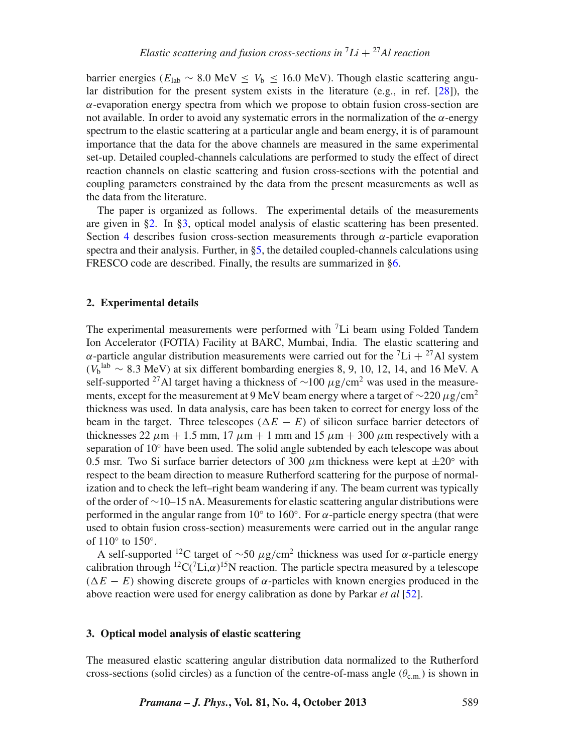barrier energies ($E_{\text{lab}} \sim 8.0$ MeV $\leq V_{\text{b}} \leq 16.0$ MeV). Though elastic scattering angular distribution for the present system exists in the literature (e.g., in ref. [28]), the $\alpha$-evaporation energy spectra from which we propose to obtain fusion cross-section are not available. In order to avoid any systematic errors in the normalization of the $\alpha$-energy spectrum to the elastic scattering at a particular angle and beam energy, it is of paramount importance that the data for the above channels are measured in the same experimental set-up. Detailed coupled-channels calculations are performed to study the effect of direct reaction channels on elastic scattering and fusion cross-sections with the potential and coupling parameters constrained by the data from the present measurements as well as the data from the literature.

The paper is organized as follows. The experimental details of the measurements are given in §2. In §3, optical model analysis of elastic scattering has been presented. Section 4 describes fusion cross-section measurements through $\alpha$-particle evaporation spectra and their analysis. Further, in §5, the detailed coupled-channels calculations using FRESCO code are described. Finally, the results are summarized in §6.

## 2. Experimental details

The experimental measurements were performed with $^{7}$Li beam using Folded Tandem Ion Accelerator (FOTIA) Facility at BARC, Mumbai, India. The elastic scattering and $\alpha$-particle angular distribution measurements were carried out for the $^{7}$Li + $^{27}$Al system ($V_{\text{b}}^{\text{lab}} \sim 8.3$ MeV) at six different bombarding energies 8, 9, 10, 12, 14, and 16 MeV. A self-supported $^{27}$Al target having a thickness of $\sim$100 $\mu$g/cm$^2$ was used in the measurements, except for the measurement at 9 MeV beam energy where a target of $\sim$220 $\mu$g/cm$^2$ thickness was used. In data analysis, care has been taken to correct for energy loss of the beam in the target. Three telescopes ($\Delta E - E$) of silicon surface barrier detectors of thicknesses 22 $\mu$m + 1.5 mm, 17 $\mu$m + 1 mm and 15 $\mu$m + 300 $\mu$m respectively with a separation of 10° have been used. The solid angle subtended by each telescope was about 0.5 msr. Two Si surface barrier detectors of 300 $\mu$m thickness were kept at $\pm$20° with respect to the beam direction to measure Rutherford scattering for the purpose of normalization and to check the left–right beam wandering if any. The beam current was typically of the order of $\sim$10–15 nA. Measurements for elastic scattering angular distributions were performed in the angular range from 10° to 160°. For $\alpha$-particle energy spectra (that were used to obtain fusion cross-section) measurements were carried out in the angular range of 110° to 150°.

A self-supported $^{12}$C target of $\sim$50 $\mu$g/cm$^2$ thickness was used for $\alpha$-particle energy calibration through $^{12}$C($^{7}$Li,$\alpha$)$^{15}$N reaction. The particle spectra measured by a telescope ($\Delta E - E$) showing discrete groups of $\alpha$-particles with known energies produced in the above reaction were used for energy calibration as done by Parkar *et al* [52].

## 3. Optical model analysis of elastic scattering

The measured elastic scattering angular distribution data normalized to the Rutherford cross-sections (solid circles) as a function of the centre-of-mass angle ($\theta_{\text{c.m.}}$) is shown in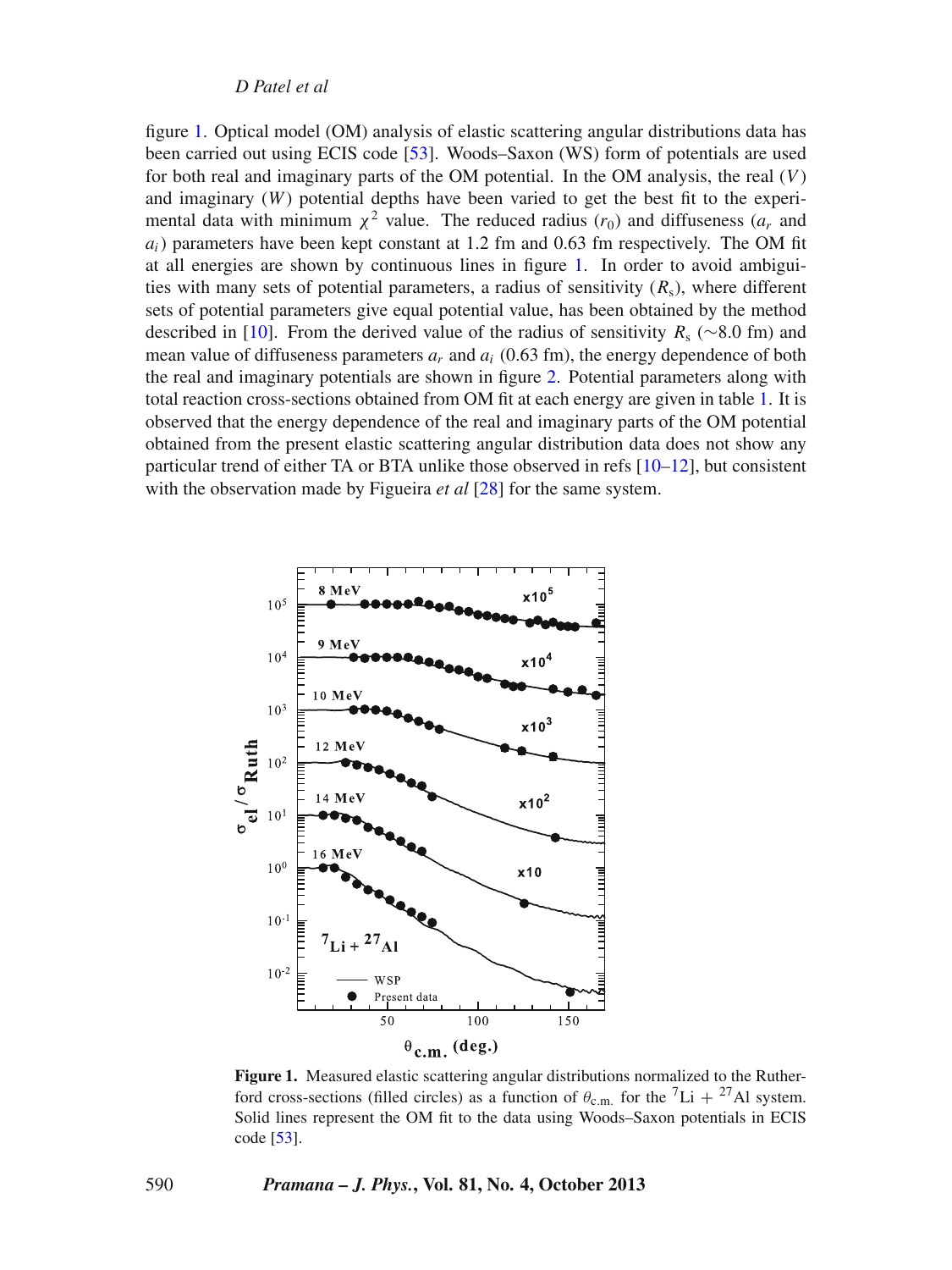figure 1. Optical model (OM) analysis of elastic scattering angular distributions data has been carried out using ECIS code [53]. Woods–Saxon (WS) form of potentials are used for both real and imaginary parts of the OM potential. In the OM analysis, the real ($V$) and imaginary ($W$) potential depths have been varied to get the best fit to the experimental data with minimum $\chi^2$ value. The reduced radius ($r_0$) and diffuseness ($a_r$ and $a_i$) parameters have been kept constant at 1.2 fm and 0.63 fm respectively. The OM fit at all energies are shown by continuous lines in figure 1. In order to avoid ambiguities with many sets of potential parameters, a radius of sensitivity ($R_s$), where different sets of potential parameters give equal potential value, has been obtained by the method described in [10]. From the derived value of the radius of sensitivity $R_s$ (~8.0 fm) and mean value of diffuseness parameters $a_r$ and $a_i$ (0.63 fm), the energy dependence of both the real and imaginary potentials are shown in figure 2. Potential parameters along with total reaction cross-sections obtained from OM fit at each energy are given in table 1. It is observed that the energy dependence of the real and imaginary parts of the OM potential obtained from the present elastic scattering angular distribution data does not show any particular trend of either TA or BTA unlike those observed in refs [10–12], but consistent with the observation made by Figueira *et al* [28] for the same system.

**Figure 1.** Measured elastic scattering angular distributions normalized to the Rutherford cross-sections (filled circles) as a function of $\theta_{c.m.}$ for the $^7$Li + $^{27}$Al system. Solid lines represent the OM fit to the data using Woods–Saxon potentials in ECIS code [53].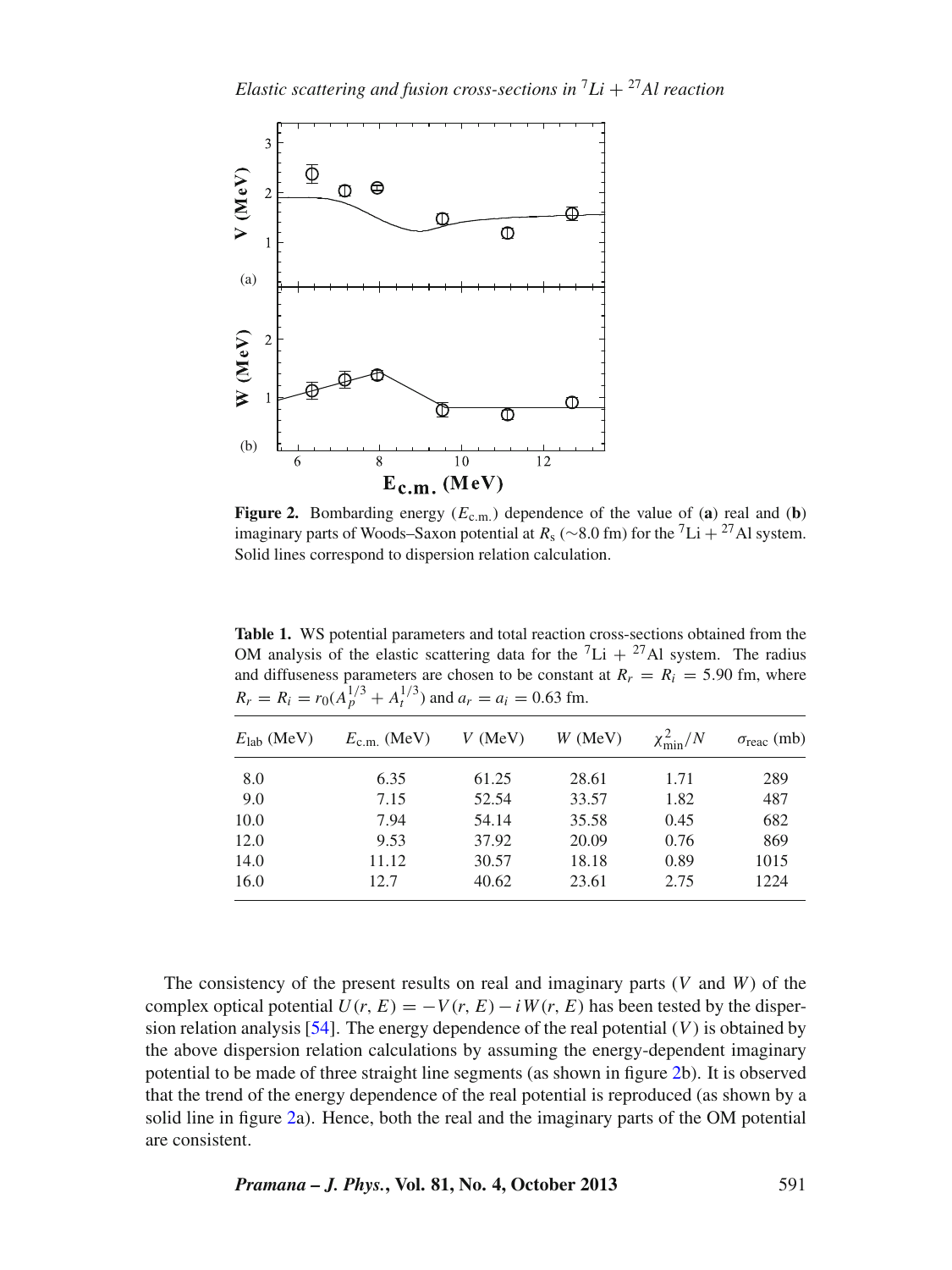Figure 2. Bombarding energy ($E_{c.m.}$) dependence of the value of (a) real and (b) imaginary parts of Woods–Saxon potential at $R_s$ (∼8.0 fm) for the $^7$Li + $^{27}$Al system. Solid lines correspond to dispersion relation calculation.

**Table 1.** WS potential parameters and total reaction cross-sections obtained from the OM analysis of the elastic scattering data for the $^7$Li + $^{27}$Al system. The radius and diffuseness parameters are chosen to be constant at $R_r = R_i = 5.90$ fm, where $R_r = R_i = r_0(A_p^{1/3} + A_t^{1/3})$ and $a_r = a_i = 0.63$ fm.

| $E_{lab}$ (MeV) | $E_{c.m.}$ (MeV) | $V$ (MeV) | $W$ (MeV) | $\chi^2_{min}/N$ | $\sigma_{reac}$ (mb) |
|---|---|---|---|---|---|
| 8.0 | 6.35 | 61.25 | 28.61 | 1.71 | 289 |
| 9.0 | 7.15 | 52.54 | 33.57 | 1.82 | 487 |
| 10.0 | 7.94 | 54.14 | 35.58 | 0.45 | 682 |
| 12.0 | 9.53 | 37.92 | 20.09 | 0.76 | 869 |
| 14.0 | 11.12 | 30.57 | 18.18 | 0.89 | 1015 |
| 16.0 | 12.7 | 40.62 | 23.61 | 2.75 | 1224 |

The consistency of the present results on real and imaginary parts ($V$ and $W$) of the complex optical potential $U(r, E) = -V(r, E) - iW(r, E)$ has been tested by the dispersion relation analysis [54]. The energy dependence of the real potential ($V$) is obtained by the above dispersion relation calculations by assuming the energy-dependent imaginary potential to be made of three straight line segments (as shown in figure 2b). It is observed that the trend of the energy dependence of the real potential is reproduced (as shown by a solid line in figure 2a). Hence, both the real and the imaginary parts of the OM potential are consistent.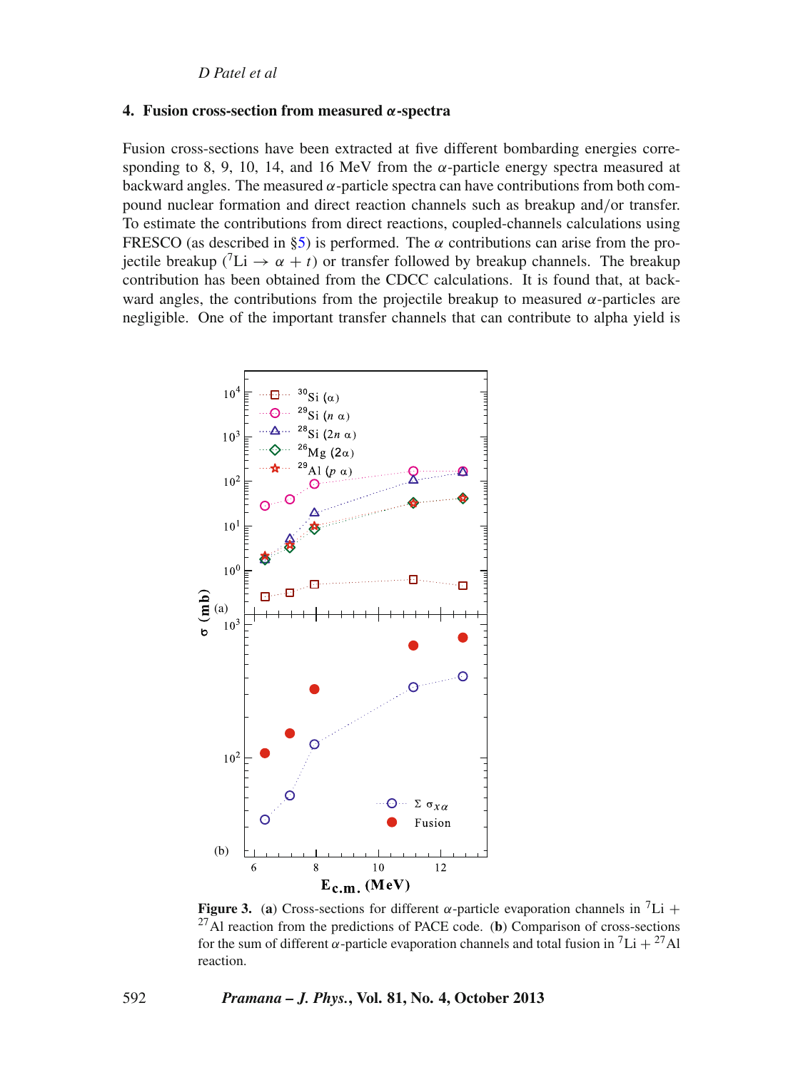## 4. Fusion cross-section from measured $\alpha$-spectra

Fusion cross-sections have been extracted at five different bombarding energies corresponding to 8, 9, 10, 14, and 16 MeV from the $\alpha$-particle energy spectra measured at backward angles. The measured $\alpha$-particle spectra can have contributions from both compound nuclear formation and direct reaction channels such as breakup and/or transfer. To estimate the contributions from direct reactions, coupled-channels calculations using FRESCO (as described in §5) is performed. The $\alpha$ contributions can arise from the projectile breakup ($^7$Li $\rightarrow \alpha + t$) or transfer followed by breakup channels. The breakup contribution has been obtained from the CDCC calculations. It is found that, at backward angles, the contributions from the projectile breakup to measured $\alpha$-particles are negligible. One of the important transfer channels that can contribute to alpha yield is

**Figure 3.** (**a**) Cross-sections for different $\alpha$-particle evaporation channels in $^7$Li + $^{27}$Al reaction from the predictions of PACE code. (**b**) Comparison of cross-sections for the sum of different $\alpha$-particle evaporation channels and total fusion in $^7$Li + $^{27}$Al reaction.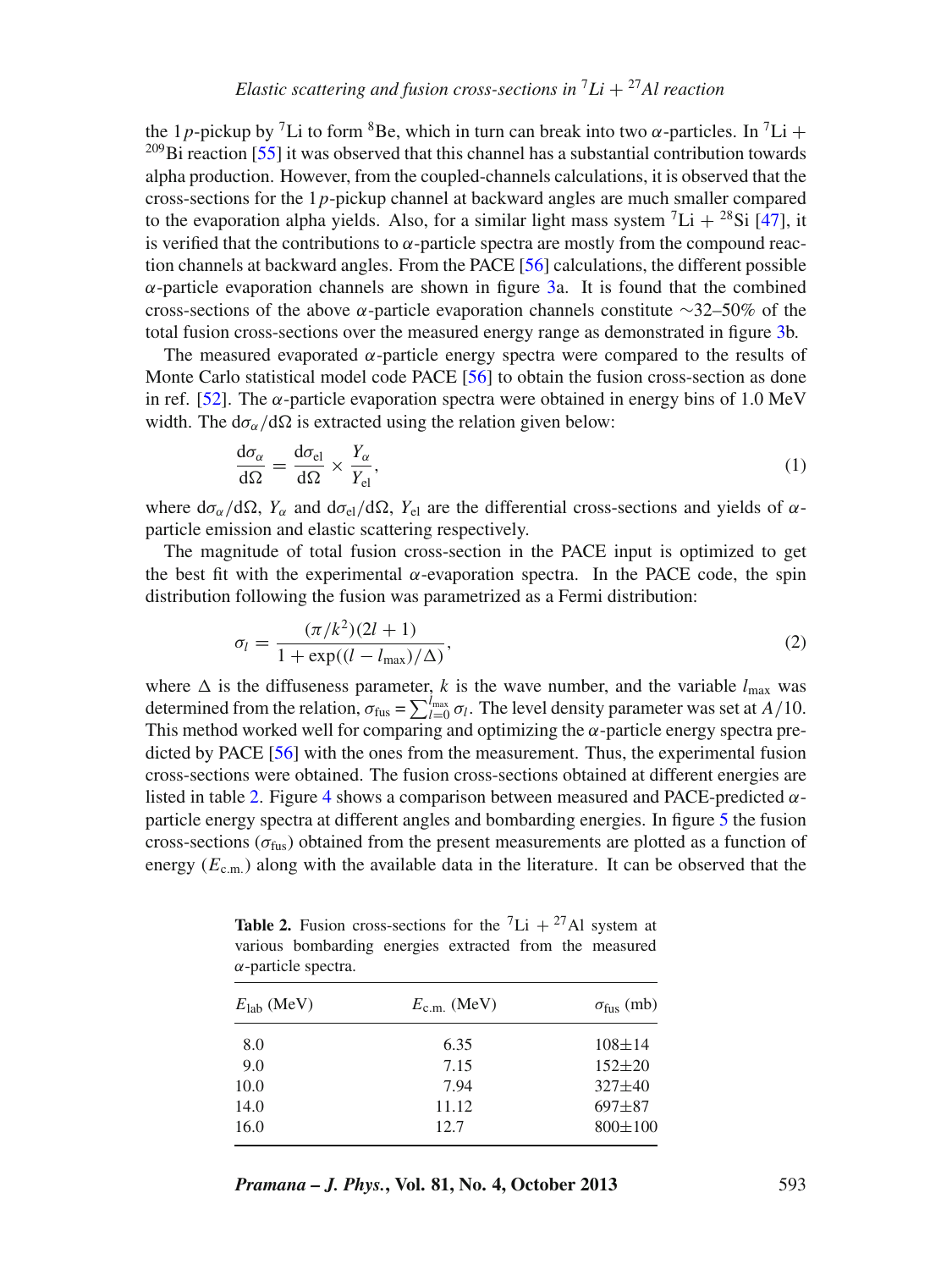the $1p$-pickup by $^{7}$Li to form $^{8}$Be, which in turn can break into two $\alpha$-particles. In $^{7}$Li + $^{209}$Bi reaction [55] it was observed that this channel has a substantial contribution towards alpha production. However, from the coupled-channels calculations, it is observed that the cross-sections for the $1p$-pickup channel at backward angles are much smaller compared to the evaporation alpha yields. Also, for a similar light mass system $^{7}$Li + $^{28}$Si [47], it is verified that the contributions to $\alpha$-particle spectra are mostly from the compound reaction channels at backward angles. From the PACE [56] calculations, the different possible $\alpha$-particle evaporation channels are shown in figure 3a. It is found that the combined cross-sections of the above $\alpha$-particle evaporation channels constitute ∼32–50% of the total fusion cross-sections over the measured energy range as demonstrated in figure 3b.

The measured evaporated $\alpha$-particle energy spectra were compared to the results of Monte Carlo statistical model code PACE [56] to obtain the fusion cross-section as done in ref. [52]. The $\alpha$-particle evaporation spectra were obtained in energy bins of 1.0 MeV width. The $\mathrm{d}\sigma_\alpha/\mathrm{d}\Omega$ is extracted using the relation given below:

$$\frac{\mathrm{d}\sigma_\alpha}{\mathrm{d}\Omega} = \frac{\mathrm{d}\sigma_{\mathrm{el}}}{\mathrm{d}\Omega} \times \frac{Y_\alpha}{Y_{\mathrm{el}}}, \tag{1}$$

where $\mathrm{d}\sigma_\alpha/\mathrm{d}\Omega$, $Y_\alpha$ and $\mathrm{d}\sigma_{\mathrm{el}}/\mathrm{d}\Omega$, $Y_{\mathrm{el}}$ are the differential cross-sections and yields of $\alpha$-particle emission and elastic scattering respectively.

The magnitude of total fusion cross-section in the PACE input is optimized to get the best fit with the experimental $\alpha$-evaporation spectra. In the PACE code, the spin distribution following the fusion was parametrized as a Fermi distribution:

$$\sigma_l = \frac{(\pi/k^2)(2l+1)}{1+\exp((l-l_{\max})/\Delta)}, \tag{2}$$

where $\Delta$ is the diffuseness parameter, $k$ is the wave number, and the variable $l_{\max}$ was determined from the relation, $\sigma_{\mathrm{fus}} = \sum_{l=0}^{l_{\max}} \sigma_l$. The level density parameter was set at $A/10$. This method worked well for comparing and optimizing the $\alpha$-particle energy spectra predicted by PACE [56] with the ones from the measurement. Thus, the experimental fusion cross-sections were obtained. The fusion cross-sections obtained at different energies are listed in table 2. Figure 4 shows a comparison between measured and PACE-predicted $\alpha$-particle energy spectra at different angles and bombarding energies. In figure 5 the fusion cross-sections ($\sigma_{\mathrm{fus}}$) obtained from the present measurements are plotted as a function of energy ($E_{\mathrm{c.m.}}$) along with the available data in the literature. It can be observed that the

**Table 2.** Fusion cross-sections for the $^{7}$Li + $^{27}$Al system at various bombarding energies extracted from the measured $\alpha$-particle spectra.

| $E_{\mathrm{lab}}$ (MeV) | $E_{\mathrm{c.m.}}$ (MeV) | $\sigma_{\mathrm{fus}}$ (mb) |
|---|---|---|
| 8.0 | 6.35 | 108±14 |
| 9.0 | 7.15 | 152±20 |
| 10.0 | 7.94 | 327±40 |
| 14.0 | 11.12 | 697±87 |
| 16.0 | 12.7 | 800±100 |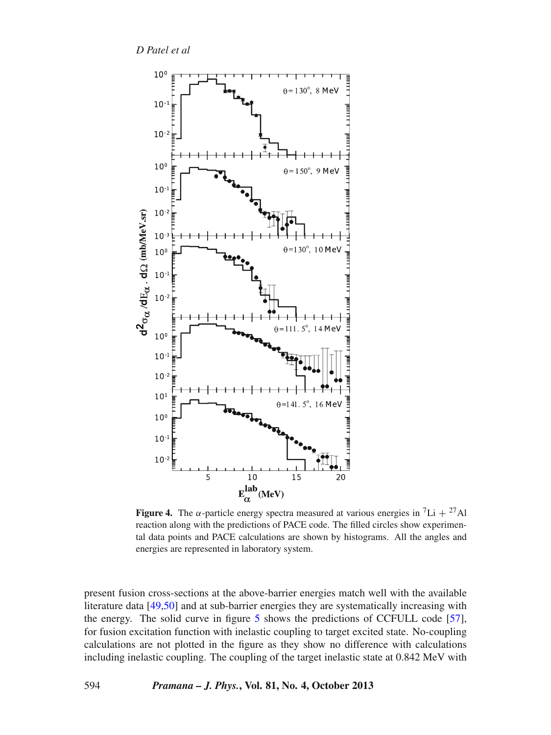**Figure 4.** The $\alpha$-particle energy spectra measured at various energies in $^{7}$Li + $^{27}$Al reaction along with the predictions of PACE code. The filled circles show experimental data points and PACE calculations are shown by histograms. All the angles and energies are represented in laboratory system.

present fusion cross-sections at the above-barrier energies match well with the available literature data [49,50] and at sub-barrier energies they are systematically increasing with the energy. The solid curve in figure 5 shows the predictions of CCFULL code [57], for fusion excitation function with inelastic coupling to target excited state. No-coupling calculations are not plotted in the figure as they show no difference with calculations including inelastic coupling. The coupling of the target inelastic state at 0.842 MeV with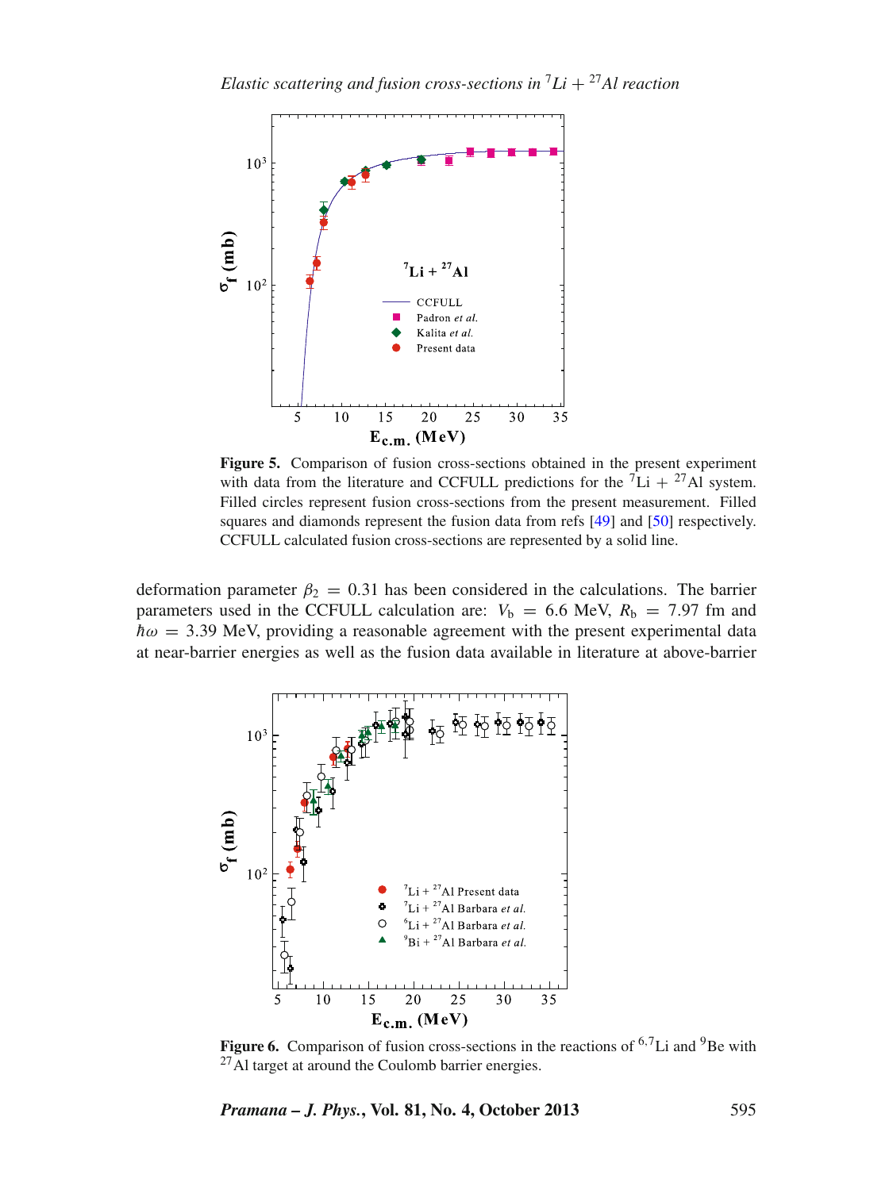**Figure 5.** Comparison of fusion cross-sections obtained in the present experiment with data from the literature and CCFULL predictions for the $^{7}$Li + $^{27}$Al system. Filled circles represent fusion cross-sections from the present measurement. Filled squares and diamonds represent the fusion data from refs [49] and [50] respectively. CCFULL calculated fusion cross-sections are represented by a solid line.

deformation parameter $\beta_2 = 0.31$ has been considered in the calculations. The barrier parameters used in the CCFULL calculation are: $V_{\mathrm{b}} = 6.6$ MeV, $R_{\mathrm{b}} = 7.97$ fm and $\hbar\omega = 3.39$ MeV, providing a reasonable agreement with the present experimental data at near-barrier energies as well as the fusion data available in literature at above-barrier

**Figure 6.** Comparison of fusion cross-sections in the reactions of $^{6,7}$Li and $^{9}$Be with $^{27}$Al target at around the Coulomb barrier energies.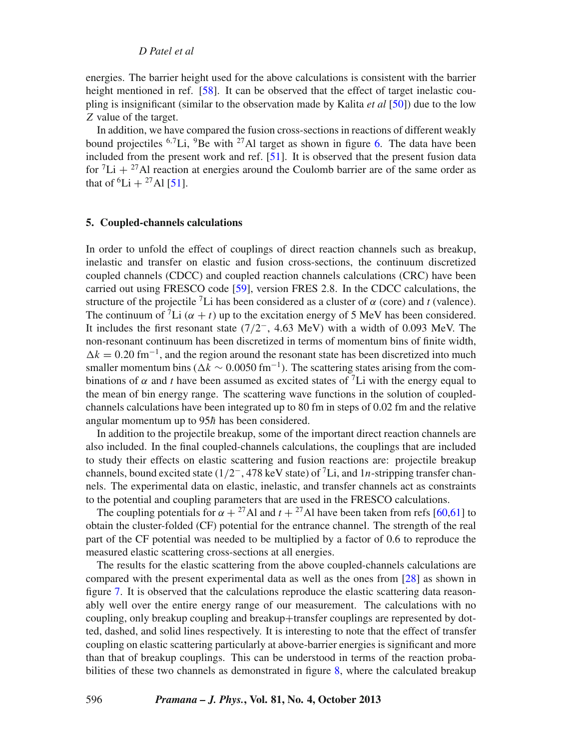energies. The barrier height used for the above calculations is consistent with the barrier height mentioned in ref. [58]. It can be observed that the effect of target inelastic coupling is insignificant (similar to the observation made by Kalita *et al* [50]) due to the low $Z$ value of the target.

In addition, we have compared the fusion cross-sections in reactions of different weakly bound projectiles $^{6,7}$Li, $^{9}$Be with $^{27}$Al target as shown in figure 6. The data have been included from the present work and ref. [51]. It is observed that the present fusion data for $^{7}$Li + $^{27}$Al reaction at energies around the Coulomb barrier are of the same order as that of $^{6}$Li + $^{27}$Al [51].

## 5. Coupled-channels calculations

In order to unfold the effect of couplings of direct reaction channels such as breakup, inelastic and transfer on elastic and fusion cross-sections, the continuum discretized coupled channels (CDCC) and coupled reaction channels calculations (CRC) have been carried out using FRESCO code [59], version FRES 2.8. In the CDCC calculations, the structure of the projectile $^{7}$Li has been considered as a cluster of $\alpha$ (core) and $t$ (valence). The continuum of $^{7}$Li ($\alpha + t$) up to the excitation energy of 5 MeV has been considered. It includes the first resonant state ($7/2^{-}$, 4.63 MeV) with a width of 0.093 MeV. The non-resonant continuum has been discretized in terms of momentum bins of finite width, $\Delta k = 0.20$ fm$^{-1}$, and the region around the resonant state has been discretized into much smaller momentum bins ($\Delta k \sim 0.0050$ fm$^{-1}$). The scattering states arising from the combinations of $\alpha$ and $t$ have been assumed as excited states of $^{7}$Li with the energy equal to the mean of bin energy range. The scattering wave functions in the solution of coupled-channels calculations have been integrated up to 80 fm in steps of 0.02 fm and the relative angular momentum up to $95\hbar$ has been considered.

In addition to the projectile breakup, some of the important direct reaction channels are also included. In the final coupled-channels calculations, the couplings that are included to study their effects on elastic scattering and fusion reactions are: projectile breakup channels, bound excited state ($1/2^{-}$, 478 keV state) of $^{7}$Li, and $1n$-stripping transfer channels. The experimental data on elastic, inelastic, and transfer channels act as constraints to the potential and coupling parameters that are used in the FRESCO calculations.

The coupling potentials for $\alpha$ + $^{27}$Al and $t$ + $^{27}$Al have been taken from refs [60,61] to obtain the cluster-folded (CF) potential for the entrance channel. The strength of the real part of the CF potential was needed to be multiplied by a factor of 0.6 to reproduce the measured elastic scattering cross-sections at all energies.

The results for the elastic scattering from the above coupled-channels calculations are compared with the present experimental data as well as the ones from [28] as shown in figure 7. It is observed that the calculations reproduce the elastic scattering data reasonably well over the entire energy range of our measurement. The calculations with no coupling, only breakup coupling and breakup+transfer couplings are represented by dotted, dashed, and solid lines respectively. It is interesting to note that the effect of transfer coupling on elastic scattering particularly at above-barrier energies is significant and more than that of breakup couplings. This can be understood in terms of the reaction probabilities of these two channels as demonstrated in figure 8, where the calculated breakup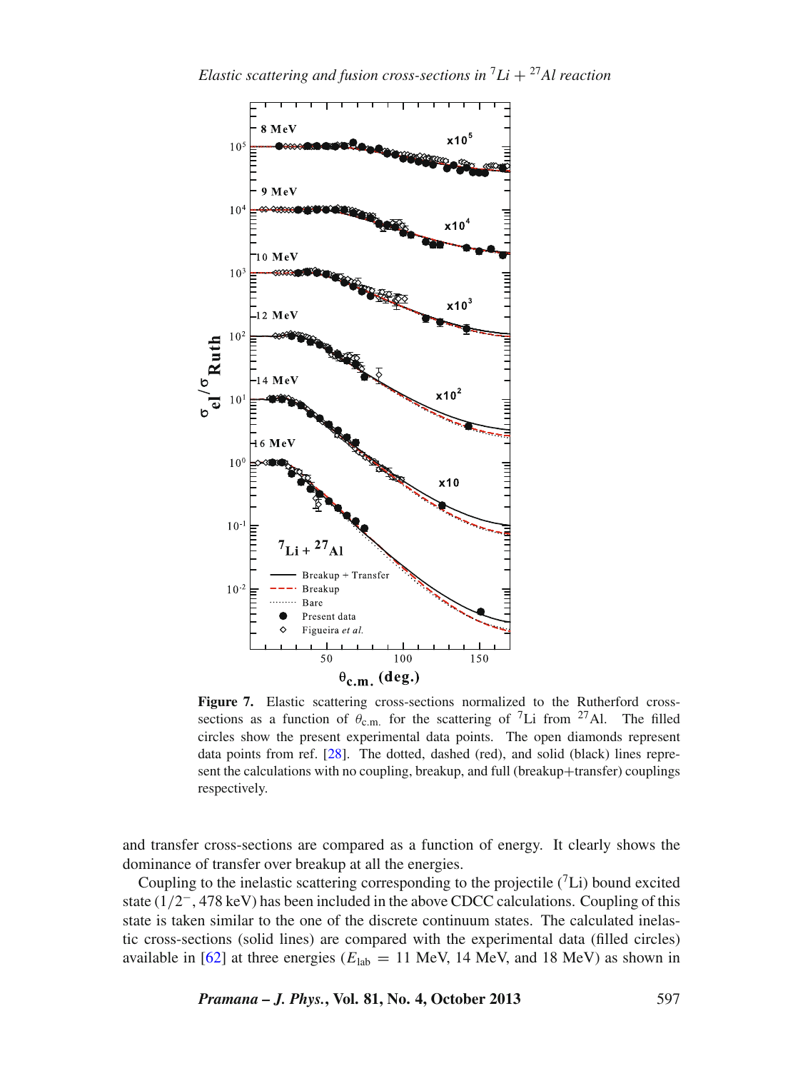**Figure 7.** Elastic scattering cross-sections normalized to the Rutherford cross-sections as a function of $\theta_{\mathrm{c.m.}}$ for the scattering of $^{7}$Li from $^{27}$Al. The filled circles show the present experimental data points. The open diamonds represent data points from ref. [28]. The dotted, dashed (red), and solid (black) lines represent the calculations with no coupling, breakup, and full (breakup+transfer) couplings respectively.

and transfer cross-sections are compared as a function of energy. It clearly shows the dominance of transfer over breakup at all the energies.

Coupling to the inelastic scattering corresponding to the projectile ($^{7}$Li) bound excited state ($1/2^{-}$, 478 keV) has been included in the above CDCC calculations. Coupling of this state is taken similar to the one of the discrete continuum states. The calculated inelastic cross-sections (solid lines) are compared with the experimental data (filled circles) available in [62] at three energies ($E_{\mathrm{lab}}$ = 11 MeV, 14 MeV, and 18 MeV) as shown in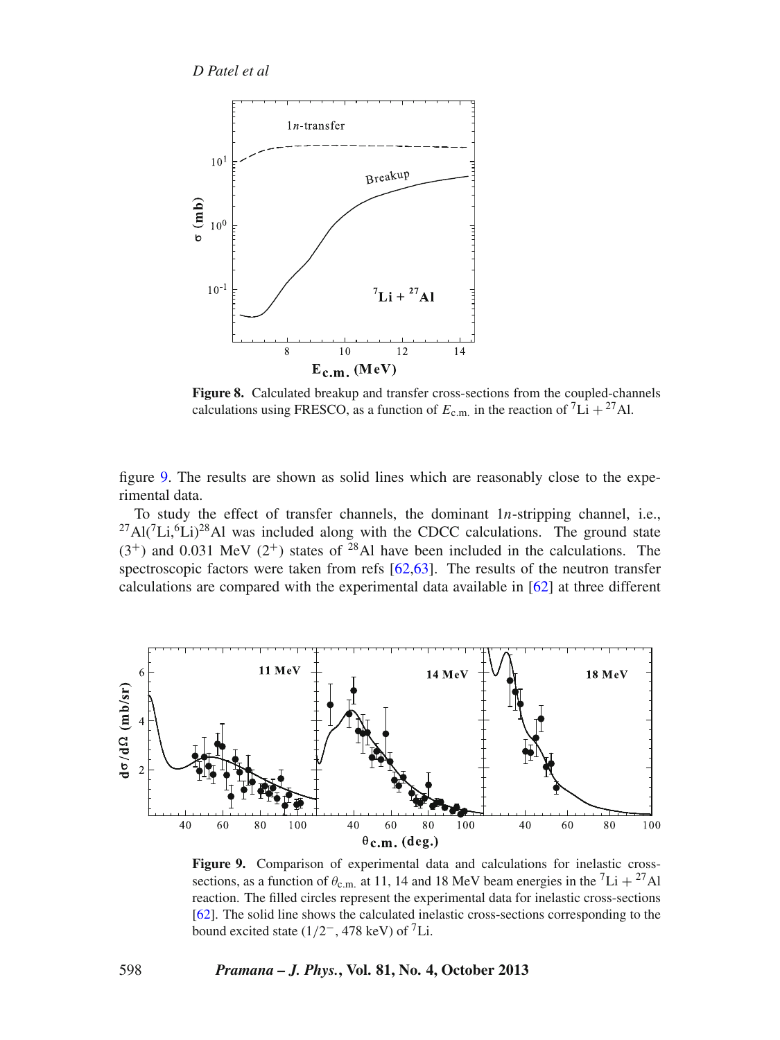**Figure 8.** Calculated breakup and transfer cross-sections from the coupled-channels calculations using FRESCO, as a function of $E_{\mathrm{c.m.}}$ in the reaction of $^{7}$Li + $^{27}$Al.

figure 9. The results are shown as solid lines which are reasonably close to the experimental data.

To study the effect of transfer channels, the dominant $1n$-stripping channel, i.e., $^{27}$Al($^{7}$Li,$^{6}$Li)$^{28}$Al was included along with the CDCC calculations. The ground state ($3^{+}$) and 0.031 MeV ($2^{+}$) states of $^{28}$Al have been included in the calculations. The spectroscopic factors were taken from refs [62,63]. The results of the neutron transfer calculations are compared with the experimental data available in [62] at three different

**Figure 9.** Comparison of experimental data and calculations for inelastic cross-sections, as a function of $\theta_{\mathrm{c.m.}}$ at 11, 14 and 18 MeV beam energies in the $^{7}$Li + $^{27}$Al reaction. The filled circles represent the experimental data for inelastic cross-sections [62]. The solid line shows the calculated inelastic cross-sections corresponding to the bound excited state ($1/2^{-}$, 478 keV) of $^{7}$Li.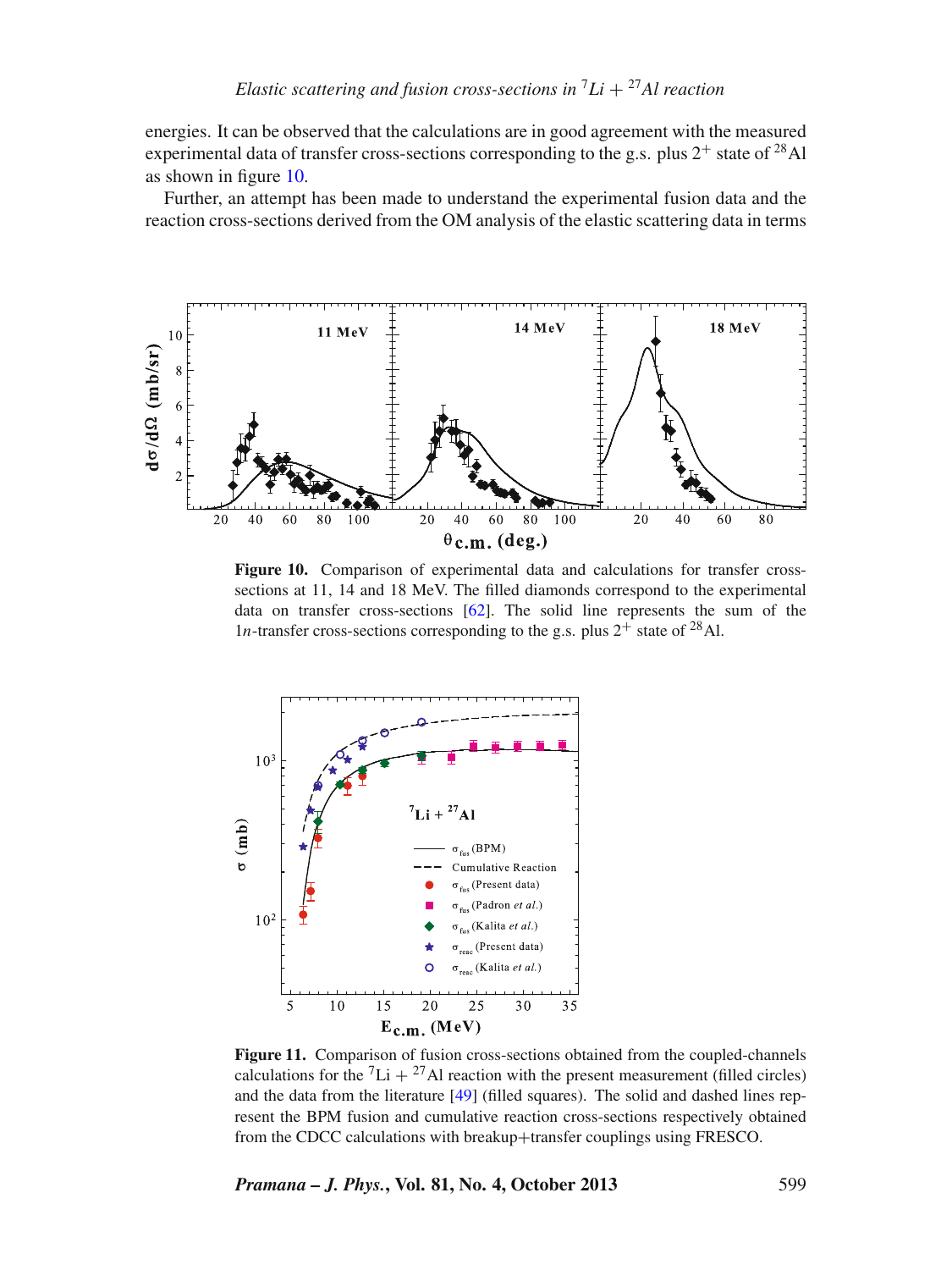energies. It can be observed that the calculations are in good agreement with the measured experimental data of transfer cross-sections corresponding to the g.s. plus $2^+$ state of $^{28}$Al as shown in figure 10.

Further, an attempt has been made to understand the experimental fusion data and the reaction cross-sections derived from the OM analysis of the elastic scattering data in terms

**Figure 10.** Comparison of experimental data and calculations for transfer cross-sections at 11, 14 and 18 MeV. The filled diamonds correspond to the experimental data on transfer cross-sections [62]. The solid line represents the sum of the $1n$-transfer cross-sections corresponding to the g.s. plus $2^+$ state of $^{28}$Al.

**Figure 11.** Comparison of fusion cross-sections obtained from the coupled-channels calculations for the $^7$Li + $^{27}$Al reaction with the present measurement (filled circles) and the data from the literature [49] (filled squares). The solid and dashed lines represent the BPM fusion and cumulative reaction cross-sections respectively obtained from the CDCC calculations with breakup+transfer couplings using FRESCO.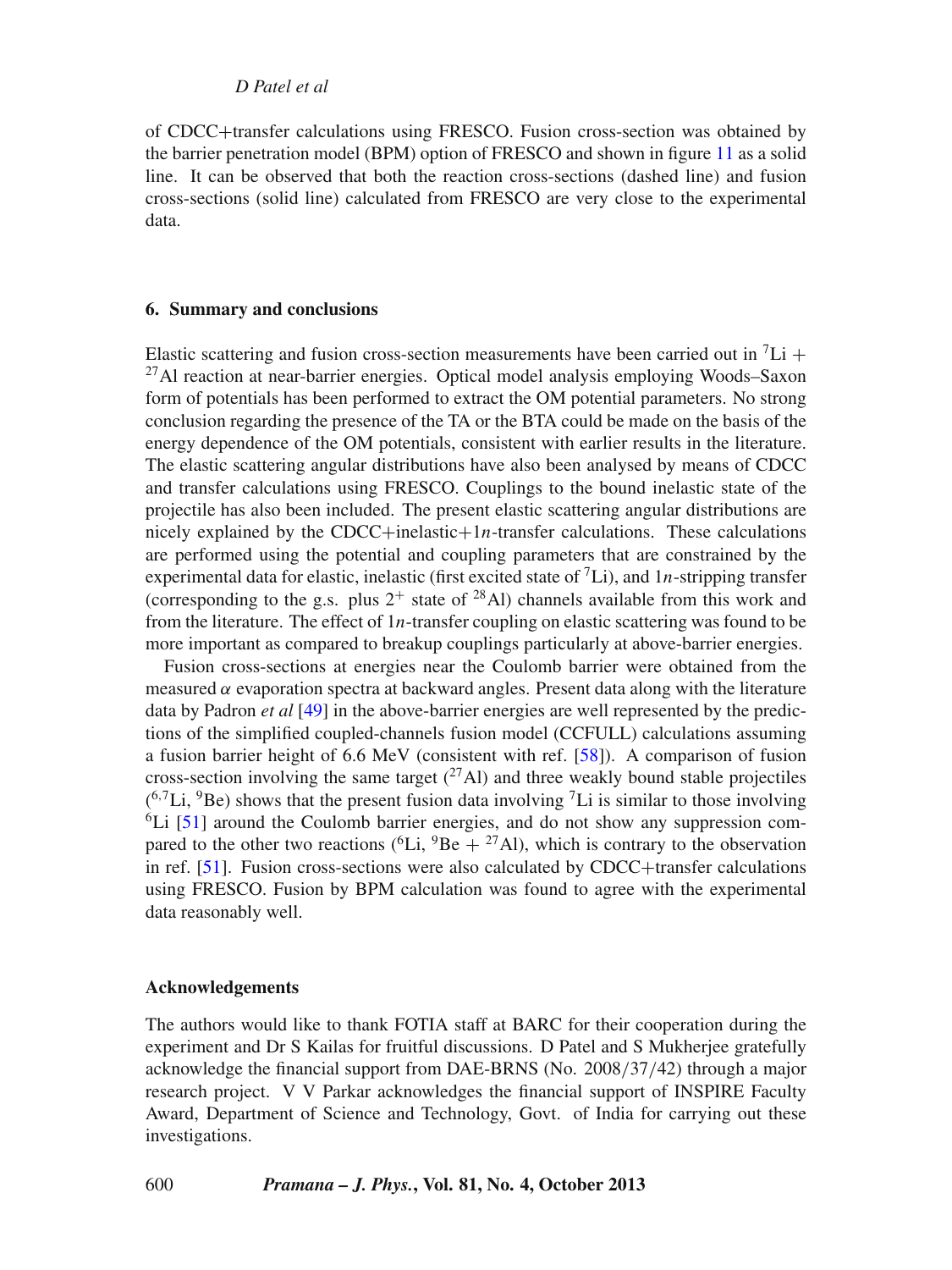of CDCC+transfer calculations using FRESCO. Fusion cross-section was obtained by the barrier penetration model (BPM) option of FRESCO and shown in figure 11 as a solid line. It can be observed that both the reaction cross-sections (dashed line) and fusion cross-sections (solid line) calculated from FRESCO are very close to the experimental data.

## 6. Summary and conclusions

Elastic scattering and fusion cross-section measurements have been carried out in $^{7}$Li + $^{27}$Al reaction at near-barrier energies. Optical model analysis employing Woods–Saxon form of potentials has been performed to extract the OM potential parameters. No strong conclusion regarding the presence of the TA or the BTA could be made on the basis of the energy dependence of the OM potentials, consistent with earlier results in the literature. The elastic scattering angular distributions have also been analysed by means of CDCC and transfer calculations using FRESCO. Couplings to the bound inelastic state of the projectile has also been included. The present elastic scattering angular distributions are nicely explained by the CDCC+inelastic+1$n$-transfer calculations. These calculations are performed using the potential and coupling parameters that are constrained by the experimental data for elastic, inelastic (first excited state of $^{7}$Li), and 1$n$-stripping transfer (corresponding to the g.s. plus $2^{+}$ state of $^{28}$Al) channels available from this work and from the literature. The effect of 1$n$-transfer coupling on elastic scattering was found to be more important as compared to breakup couplings particularly at above-barrier energies.

Fusion cross-sections at energies near the Coulomb barrier were obtained from the measured $\alpha$ evaporation spectra at backward angles. Present data along with the literature data by Padron *et al* [49] in the above-barrier energies are well represented by the predictions of the simplified coupled-channels fusion model (CCFULL) calculations assuming a fusion barrier height of 6.6 MeV (consistent with ref. [58]). A comparison of fusion cross-section involving the same target ($^{27}$Al) and three weakly bound stable projectiles ($^{6,7}$Li, $^{9}$Be) shows that the present fusion data involving $^{7}$Li is similar to those involving $^{6}$Li [51] around the Coulomb barrier energies, and do not show any suppression compared to the other two reactions ($^{6}$Li, $^{9}$Be + $^{27}$Al), which is contrary to the observation in ref. [51]. Fusion cross-sections were also calculated by CDCC+transfer calculations using FRESCO. Fusion by BPM calculation was found to agree with the experimental data reasonably well.

### Acknowledgements

The authors would like to thank FOTIA staff at BARC for their cooperation during the experiment and Dr S Kailas for fruitful discussions. D Patel and S Mukherjee gratefully acknowledge the financial support from DAE-BRNS (No. 2008/37/42) through a major research project. V V Parkar acknowledges the financial support of INSPIRE Faculty Award, Department of Science and Technology, Govt. of India for carrying out these investigations.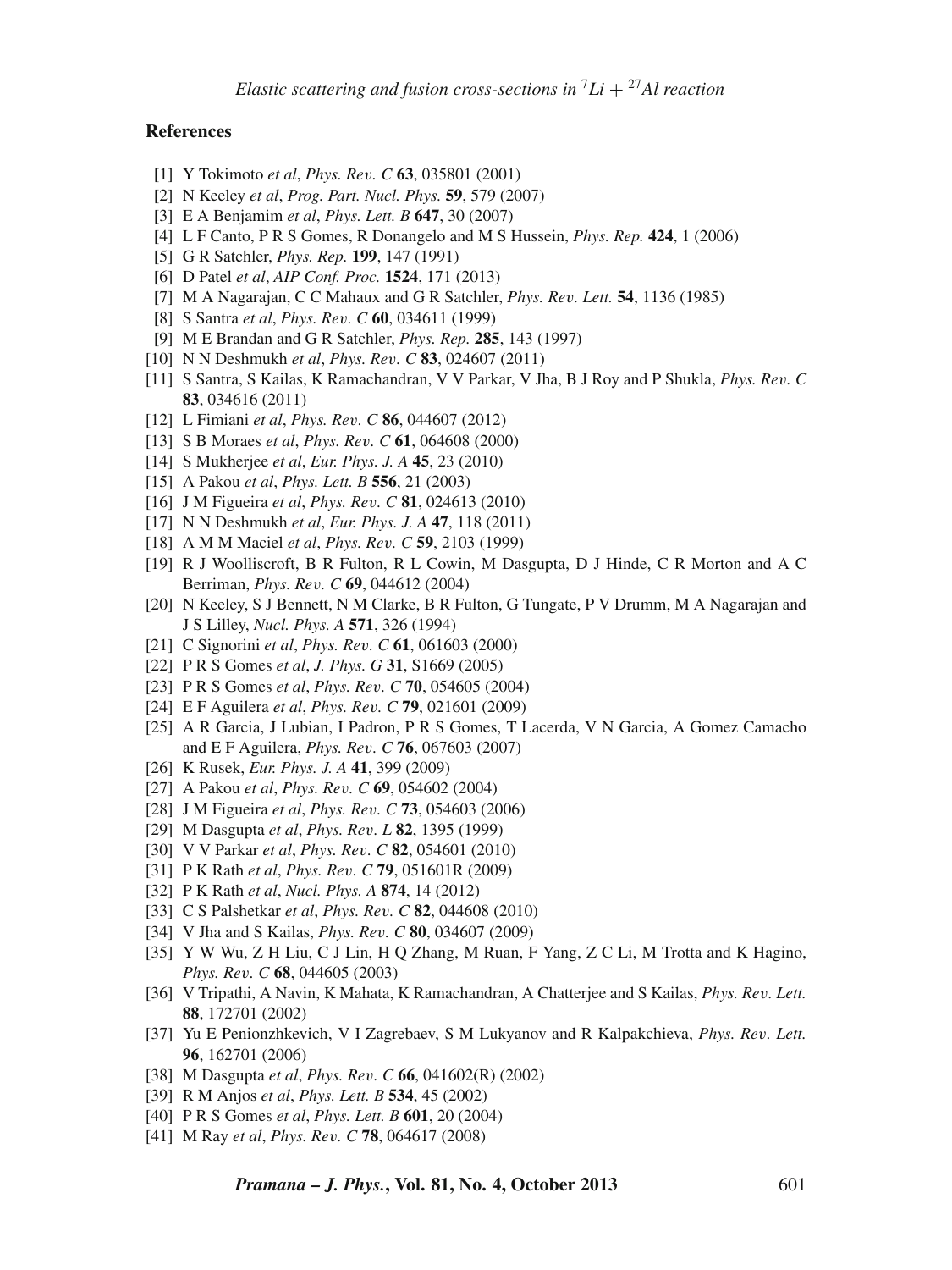## References

[1] Y Tokimoto *et al*, *Phys. Rev. C* **63**, 035801 (2001)

[2] N Keeley *et al*, *Prog. Part. Nucl. Phys.* **59**, 579 (2007)

[3] E A Benjamim *et al*, *Phys. Lett. B* **647**, 30 (2007)

[4] L F Canto, P R S Gomes, R Donangelo and M S Hussein, *Phys. Rep.* **424**, 1 (2006)

[5] G R Satchler, *Phys. Rep.* **199**, 147 (1991)

[6] D Patel *et al*, *AIP Conf. Proc.* **1524**, 171 (2013)

[7] M A Nagarajan, C C Mahaux and G R Satchler, *Phys. Rev. Lett.* **54**, 1136 (1985)

[8] S Santra *et al*, *Phys. Rev. C* **60**, 034611 (1999)

[9] M E Brandan and G R Satchler, *Phys. Rep.* **285**, 143 (1997)

[10] N N Deshmukh *et al*, *Phys. Rev. C* **83**, 024607 (2011)

[11] S Santra, S Kailas, K Ramachandran, V V Parkar, V Jha, B J Roy and P Shukla, *Phys. Rev. C* **83**, 034616 (2011)

[12] L Fimiani *et al*, *Phys. Rev. C* **86**, 044607 (2012)

[13] S B Moraes *et al*, *Phys. Rev. C* **61**, 064608 (2000)

[14] S Mukherjee *et al*, *Eur. Phys. J. A* **45**, 23 (2010)

[15] A Pakou *et al*, *Phys. Lett. B* **556**, 21 (2003)

[16] J M Figueira *et al*, *Phys. Rev. C* **81**, 024613 (2010)

[17] N N Deshmukh *et al*, *Eur. Phys. J. A* **47**, 118 (2011)

[18] A M M Maciel *et al*, *Phys. Rev. C* **59**, 2103 (1999)

[19] R J Woolliscroft, B R Fulton, R L Cowin, M Dasgupta, D J Hinde, C R Morton and A C Berriman, *Phys. Rev. C* **69**, 044612 (2004)

[20] N Keeley, S J Bennett, N M Clarke, B R Fulton, G Tungate, P V Drumm, M A Nagarajan and J S Lilley, *Nucl. Phys. A* **571**, 326 (1994)

[21] C Signorini *et al*, *Phys. Rev. C* **61**, 061603 (2000)

[22] P R S Gomes *et al*, *J. Phys. G* **31**, S1669 (2005)

[23] P R S Gomes *et al*, *Phys. Rev. C* **70**, 054605 (2004)

[24] E F Aguilera *et al*, *Phys. Rev. C* **79**, 021601 (2009)

[25] A R Garcia, J Lubian, I Padron, P R S Gomes, T Lacerda, V N Garcia, A Gomez Camacho and E F Aguilera, *Phys. Rev. C* **76**, 067603 (2007)

[26] K Rusek, *Eur. Phys. J. A* **41**, 399 (2009)

[27] A Pakou *et al*, *Phys. Rev. C* **69**, 054602 (2004)

[28] J M Figueira *et al*, *Phys. Rev. C* **73**, 054603 (2006)

[29] M Dasgupta *et al*, *Phys. Rev. L* **82**, 1395 (1999)

[30] V V Parkar *et al*, *Phys. Rev. C* **82**, 054601 (2010)

[31] P K Rath *et al*, *Phys. Rev. C* **79**, 051601R (2009)

[32] P K Rath *et al*, *Nucl. Phys. A* **874**, 14 (2012)

[33] C S Palshetkar *et al*, *Phys. Rev. C* **82**, 044608 (2010)

[34] V Jha and S Kailas, *Phys. Rev. C* **80**, 034607 (2009)

[35] Y W Wu, Z H Liu, C J Lin, H Q Zhang, M Ruan, F Yang, Z C Li, M Trotta and K Hagino, *Phys. Rev. C* **68**, 044605 (2003)

[36] V Tripathi, A Navin, K Mahata, K Ramachandran, A Chatterjee and S Kailas, *Phys. Rev. Lett.* **88**, 172701 (2002)

[37] Yu E Penionzhkevich, V I Zagrebaev, S M Lukyanov and R Kalpakchieva, *Phys. Rev. Lett.* **96**, 162701 (2006)

[38] M Dasgupta *et al*, *Phys. Rev. C* **66**, 041602(R) (2002)

[39] R M Anjos *et al*, *Phys. Lett. B* **534**, 45 (2002)

[40] P R S Gomes *et al*, *Phys. Lett. B* **601**, 20 (2004)

[41] M Ray *et al*, *Phys. Rev. C* **78**, 064617 (2008)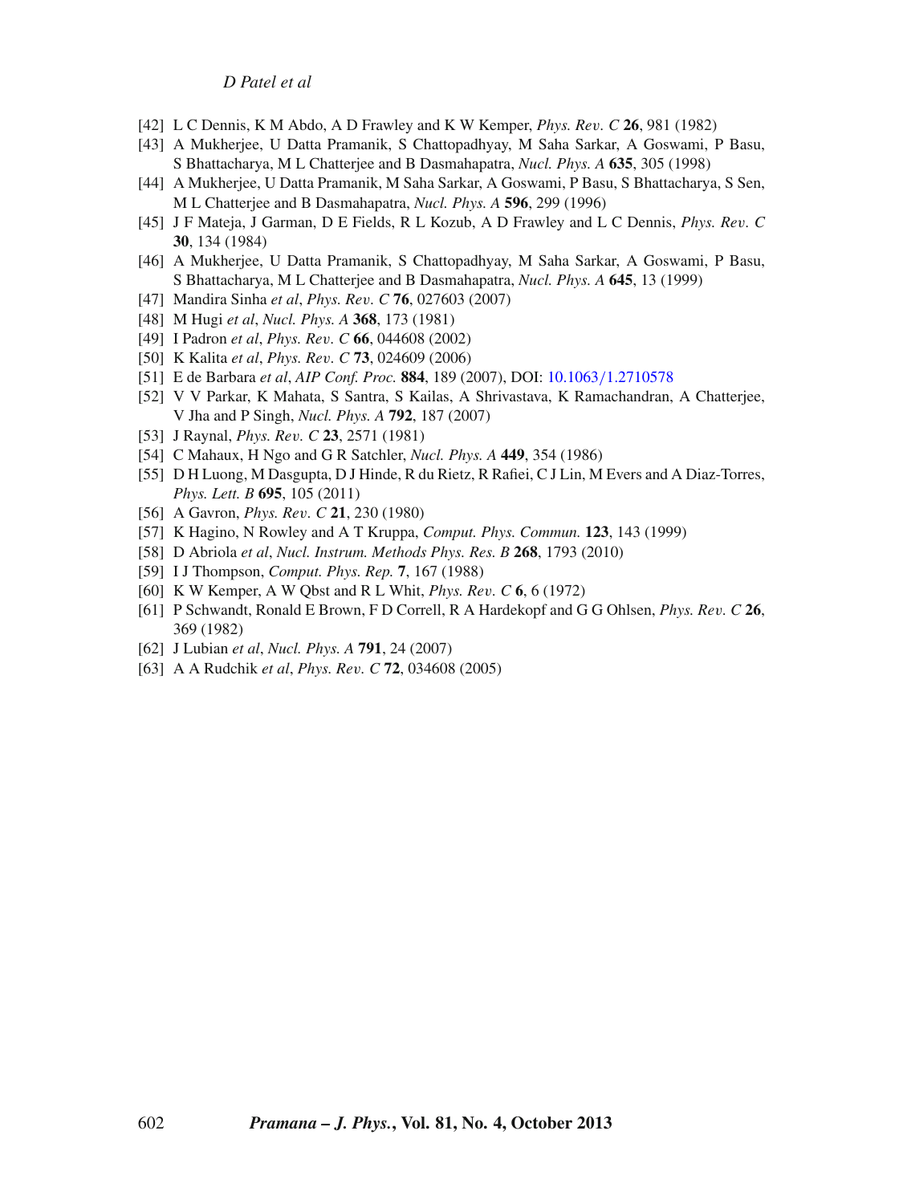[42] L C Dennis, K M Abdo, A D Frawley and K W Kemper, *Phys. Rev. C* **26**, 981 (1982)

[43] A Mukherjee, U Datta Pramanik, S Chattopadhyay, M Saha Sarkar, A Goswami, P Basu, S Bhattacharya, M L Chatterjee and B Dasmahapatra, *Nucl. Phys. A* **635**, 305 (1998)

[44] A Mukherjee, U Datta Pramanik, M Saha Sarkar, A Goswami, P Basu, S Bhattacharya, S Sen, M L Chatterjee and B Dasmahapatra, *Nucl. Phys. A* **596**, 299 (1996)

[45] J F Mateja, J Garman, D E Fields, R L Kozub, A D Frawley and L C Dennis, *Phys. Rev. C* **30**, 134 (1984)

[46] A Mukherjee, U Datta Pramanik, S Chattopadhyay, M Saha Sarkar, A Goswami, P Basu, S Bhattacharya, M L Chatterjee and B Dasmahapatra, *Nucl. Phys. A* **645**, 13 (1999)

[47] Mandira Sinha *et al*, *Phys. Rev. C* **76**, 027603 (2007)

[48] M Hugi *et al*, *Nucl. Phys. A* **368**, 173 (1981)

[49] I Padron *et al*, *Phys. Rev. C* **66**, 044608 (2002)

[50] K Kalita *et al*, *Phys. Rev. C* **73**, 024609 (2006)

[51] E de Barbara *et al*, *AIP Conf. Proc.* **884**, 189 (2007), DOI: 10.1063/1.2710578

[52] V V Parkar, K Mahata, S Santra, S Kailas, A Shrivastava, K Ramachandran, A Chatterjee, V Jha and P Singh, *Nucl. Phys. A* **792**, 187 (2007)

[53] J Raynal, *Phys. Rev. C* **23**, 2571 (1981)

[54] C Mahaux, H Ngo and G R Satchler, *Nucl. Phys. A* **449**, 354 (1986)

[55] D H Luong, M Dasgupta, D J Hinde, R du Rietz, R Rafiei, C J Lin, M Evers and A Diaz-Torres, *Phys. Lett. B* **695**, 105 (2011)

[56] A Gavron, *Phys. Rev. C* **21**, 230 (1980)

[57] K Hagino, N Rowley and A T Kruppa, *Comput. Phys. Commun.* **123**, 143 (1999)

[58] D Abriola *et al*, *Nucl. Instrum. Methods Phys. Res. B* **268**, 1793 (2010)

[59] I J Thompson, *Comput. Phys. Rep.* **7**, 167 (1988)

[60] K W Kemper, A W Qbst and R L Whit, *Phys. Rev. C* **6**, 6 (1972)

[61] P Schwandt, Ronald E Brown, F D Correll, R A Hardekopf and G G Ohlsen, *Phys. Rev. C* **26**, 369 (1982)

[62] J Lubian *et al*, *Nucl. Phys. A* **791**, 24 (2007)

[63] A A Rudchik *et al*, *Phys. Rev. C* **72**, 034608 (2005)